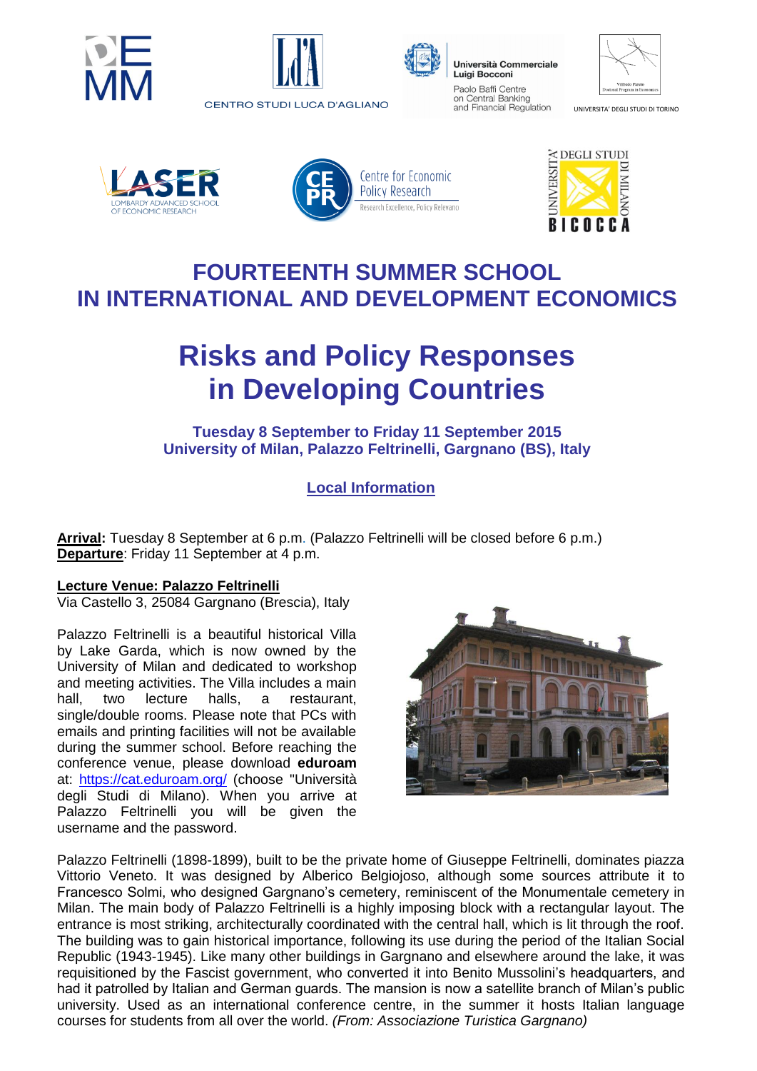# FOURTEENTH SUMMER SCHOOL IN INTERNATIONAL AND DEVELOPMENT ECONOMICS

# Risks and Policy Responses in Developing Countries

**Tuesday 8 September to Friday 11 September 2015**
**University of Milan, Palazzo Feltrinelli, Gargnano (BS), Italy**

## Local Information

**Arrival:** Tuesday 8 September at 6 p.m. (Palazzo Feltrinelli will be closed before 6 p.m.)
**Departure**: Friday 11 September at 4 p.m.

**Lecture Venue: Palazzo Feltrinelli**
Via Castello 3, 25084 Gargnano (Brescia), Italy

Palazzo Feltrinelli is a beautiful historical Villa by Lake Garda, which is now owned by the University of Milan and dedicated to workshop and meeting activities. The Villa includes a main hall, two lecture halls, a restaurant, single/double rooms. Please note that PCs with emails and printing facilities will not be available during the summer school. Before reaching the conference venue, please download **eduroam** at: https://cat.eduroam.org/ (choose "Università degli Studi di Milano). When you arrive at Palazzo Feltrinelli you will be given the username and the password.

Palazzo Feltrinelli (1898-1899), built to be the private home of Giuseppe Feltrinelli, dominates piazza Vittorio Veneto. It was designed by Alberico Belgiojoso, although some sources attribute it to Francesco Solmi, who designed Gargnano's cemetery, reminiscent of the Monumentale cemetery in Milan. The main body of Palazzo Feltrinelli is a highly imposing block with a rectangular layout. The entrance is most striking, architecturally coordinated with the central hall, which is lit through the roof. The building was to gain historical importance, following its use during the period of the Italian Social Republic (1943-1945). Like many other buildings in Gargnano and elsewhere around the lake, it was requisitioned by the Fascist government, who converted it into Benito Mussolini's headquarters, and had it patrolled by Italian and German guards. The mansion is now a satellite branch of Milan's public university. Used as an international conference centre, in the summer it hosts Italian language courses for students from all over the world. *(From: Associazione Turistica Gargnano)*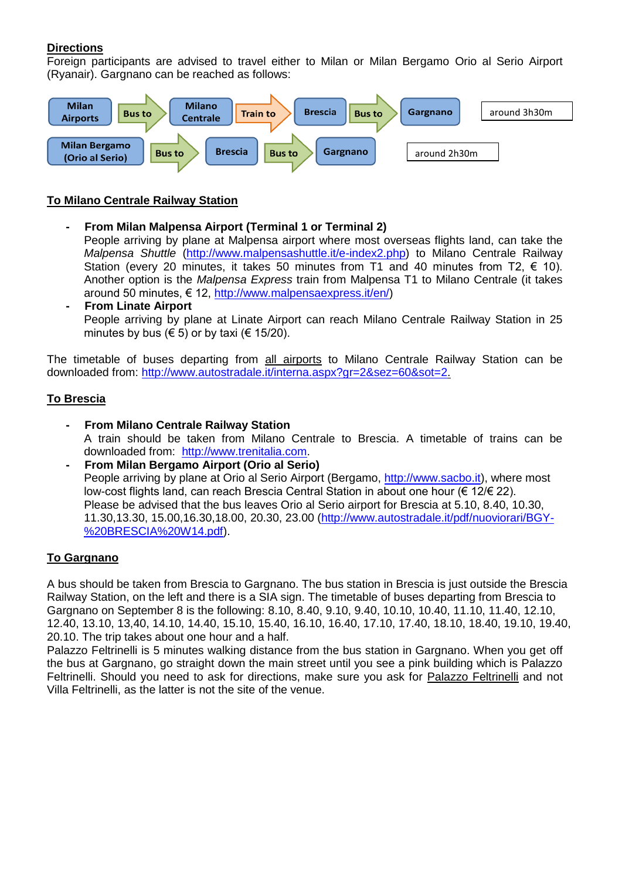## Directions

Foreign participants are advised to travel either to Milan or Milan Bergamo Orio al Serio Airport (Ryanair). Gargnano can be reached as follows:

Milan Airports → Bus to → Milano Centrale → Train to → Brescia → Bus to → Gargnano — around 3h30m

Milan Bergamo (Orio al Serio) → Bus to → Brescia → Bus to → Gargnano — around 2h30m

## To Milano Centrale Railway Station

- **From Milan Malpensa Airport (Terminal 1 or Terminal 2)**
  People arriving by plane at Malpensa airport where most overseas flights land, can take the *Malpensa Shuttle* (http://www.malpensashuttle.it/e-index2.php) to Milano Centrale Railway Station (every 20 minutes, it takes 50 minutes from T1 and 40 minutes from T2, € 10). Another option is the *Malpensa Express* train from Malpensa T1 to Milano Centrale (it takes around 50 minutes, € 12, http://www.malpensaexpress.it/en/)
- **From Linate Airport**
  People arriving by plane at Linate Airport can reach Milano Centrale Railway Station in 25 minutes by bus (€ 5) or by taxi (€ 15/20).

The timetable of buses departing from all airports to Milano Centrale Railway Station can be downloaded from: http://www.autostradale.it/interna.aspx?gr=2&sez=60&sot=2.

## To Brescia

- **From Milano Centrale Railway Station**
  A train should be taken from Milano Centrale to Brescia. A timetable of trains can be downloaded from: http://www.trenitalia.com.
- **From Milan Bergamo Airport (Orio al Serio)**
  People arriving by plane at Orio al Serio Airport (Bergamo, http://www.sacbo.it), where most low-cost flights land, can reach Brescia Central Station in about one hour (€ 12/€ 22).
  Please be advised that the bus leaves Orio al Serio airport for Brescia at 5.10, 8.40, 10.30, 11.30,13.30, 15.00,16.30,18.00, 20.30, 23.00 (http://www.autostradale.it/pdf/nuoviorari/BGY-%20BRESCIA%20W14.pdf).

## To Gargnano

A bus should be taken from Brescia to Gargnano. The bus station in Brescia is just outside the Brescia Railway Station, on the left and there is a SIA sign. The timetable of buses departing from Brescia to Gargnano on September 8 is the following: 8.10, 8.40, 9.10, 9.40, 10.10, 10.40, 11.10, 11.40, 12.10, 12.40, 13.10, 13,40, 14.10, 14.40, 15.10, 15.40, 16.10, 16.40, 17.10, 17.40, 18.10, 18.40, 19.10, 19.40, 20.10. The trip takes about one hour and a half.

Palazzo Feltrinelli is 5 minutes walking distance from the bus station in Gargnano. When you get off the bus at Gargnano, go straight down the main street until you see a pink building which is Palazzo Feltrinelli. Should you need to ask for directions, make sure you ask for Palazzo Feltrinelli and not Villa Feltrinelli, as the latter is not the site of the venue.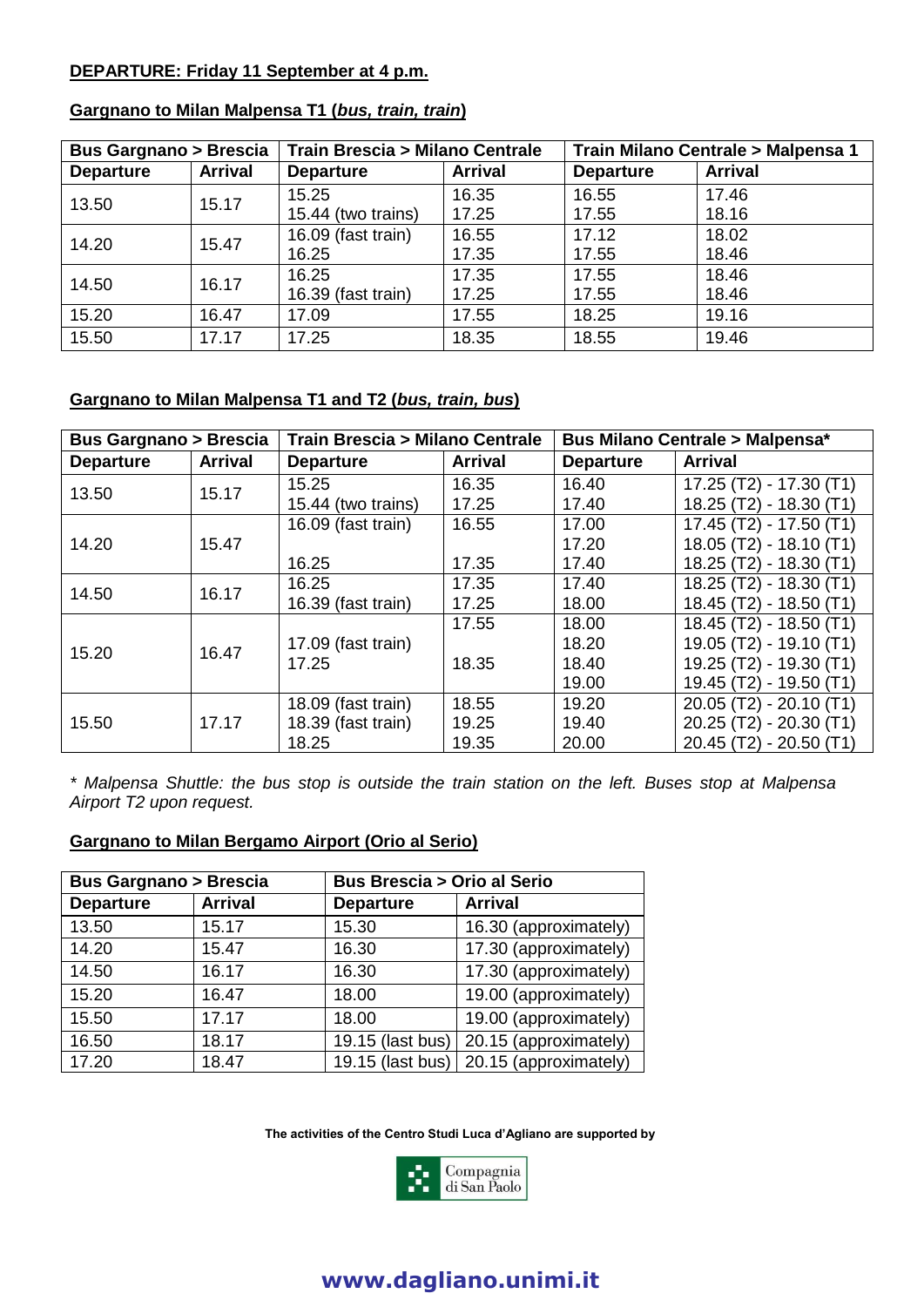**DEPARTURE: Friday 11 September at 4 p.m.**

**Gargnano to Milan Malpensa T1 (*bus, train, train*)**

| Bus Gargnano > Brescia | | Train Brescia > Milano Centrale | | Train Milano Centrale > Malpensa 1 | |
|---|---|---|---|---|---|
| **Departure** | **Arrival** | **Departure** | **Arrival** | **Departure** | **Arrival** |
| 13.50 | 15.17 | 15.25<br>15.44 (two trains) | 16.35<br>17.25 | 16.55<br>17.55 | 17.46<br>18.16 |
| 14.20 | 15.47 | 16.09 (fast train)<br>16.25 | 16.55<br>17.35 | 17.12<br>17.55 | 18.02<br>18.46 |
| 14.50 | 16.17 | 16.25<br>16.39 (fast train) | 17.35<br>17.25 | 17.55<br>17.55 | 18.46<br>18.46 |
| 15.20 | 16.47 | 17.09 | 17.55 | 18.25 | 19.16 |
| 15.50 | 17.17 | 17.25 | 18.35 | 18.55 | 19.46 |

**Gargnano to Milan Malpensa T1 and T2 (*bus, train, bus*)**

| Bus Gargnano > Brescia | | Train Brescia > Milano Centrale | | Bus Milano Centrale > Malpensa* | |
|---|---|---|---|---|---|
| **Departure** | **Arrival** | **Departure** | **Arrival** | **Departure** | **Arrival** |
| 13.50 | 15.17 | 15.25<br>15.44 (two trains) | 16.35<br>17.25 | 16.40<br>17.40 | 17.25 (T2) - 17.30 (T1)<br>18.25 (T2) - 18.30 (T1) |
| 14.20 | 15.47 | 16.09 (fast train)<br><br>16.25 | 16.55<br><br>17.35 | 17.00<br>17.20<br>17.40 | 17.45 (T2) - 17.50 (T1)<br>18.05 (T2) - 18.10 (T1)<br>18.25 (T2) - 18.30 (T1) |
| 14.50 | 16.17 | 16.25<br>16.39 (fast train) | 17.35<br>17.25 | 17.40<br>18.00 | 18.25 (T2) - 18.30 (T1)<br>18.45 (T2) - 18.50 (T1) |
| 15.20 | 16.47 | 17.09 (fast train)<br>17.25 | 17.55<br><br>18.35 | 18.00<br>18.20<br>18.40<br>19.00 | 18.45 (T2) - 18.50 (T1)<br>19.05 (T2) - 19.10 (T1)<br>19.25 (T2) - 19.30 (T1)<br>19.45 (T2) - 19.50 (T1) |
| 15.50 | 17.17 | 18.09 (fast train)<br>18.39 (fast train)<br>18.25 | 18.55<br>19.25<br>19.35 | 19.20<br>19.40<br>20.00 | 20.05 (T2) - 20.10 (T1)<br>20.25 (T2) - 20.30 (T1)<br>20.45 (T2) - 20.50 (T1) |

*\* Malpensa Shuttle: the bus stop is outside the train station on the left. Buses stop at Malpensa Airport T2 upon request.*

**Gargnano to Milan Bergamo Airport (Orio al Serio)**

| Bus Gargnano > Brescia | | Bus Brescia > Orio al Serio | |
|---|---|---|---|
| **Departure** | **Arrival** | **Departure** | **Arrival** |
| 13.50 | 15.17 | 15.30 | 16.30 (approximately) |
| 14.20 | 15.47 | 16.30 | 17.30 (approximately) |
| 14.50 | 16.17 | 16.30 | 17.30 (approximately) |
| 15.20 | 16.47 | 18.00 | 19.00 (approximately) |
| 15.50 | 17.17 | 18.00 | 19.00 (approximately) |
| 16.50 | 18.17 | 19.15 (last bus) | 20.15 (approximately) |
| 17.20 | 18.47 | 19.15 (last bus) | 20.15 (approximately) |

**The activities of the Centro Studi Luca d'Agliano are supported by**

Compagnia di San Paolo

**www.dagliano.unimi.it**